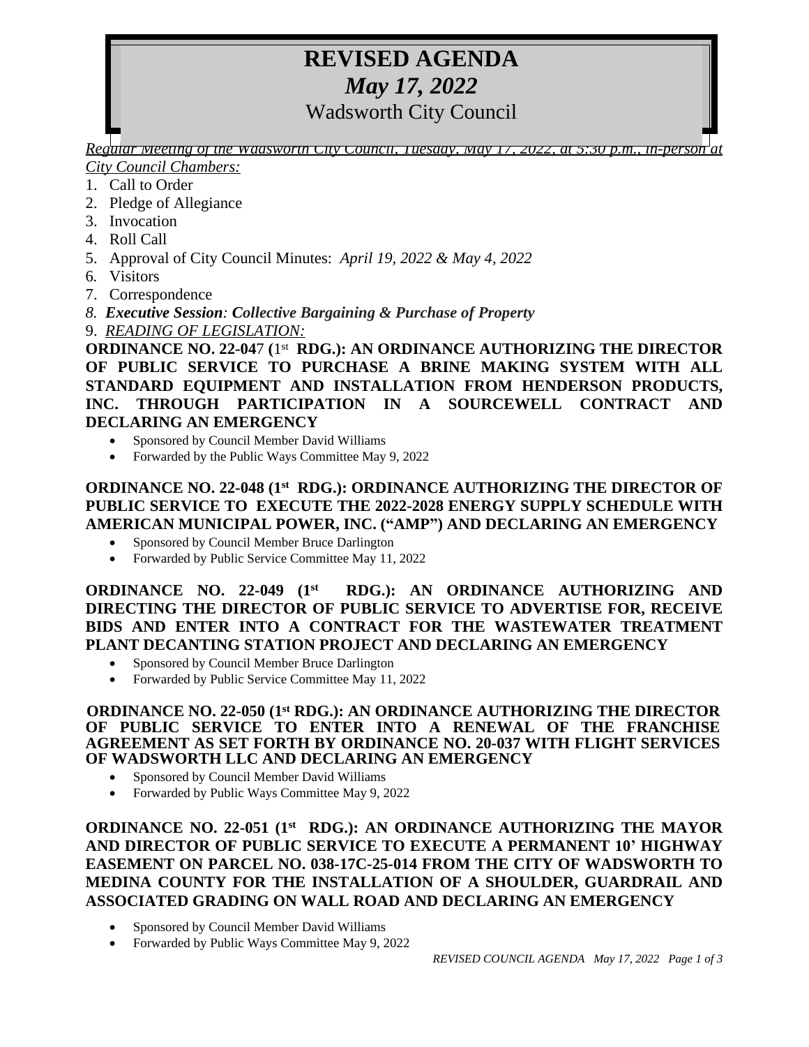# REVISED AGENDA

## *May 17, 2022*

## Wadsworth City Council

*Regular Meeting of the Wadsworth City Council, Tuesday, May 17, 2022, at 5:30 p.m., in-person at City Council Chambers:*

1. Call to Order
2. Pledge of Allegiance
3. Invocation
4. Roll Call
5. Approval of City Council Minutes: *April 19, 2022 & May 4, 2022*
6. Visitors
7. Correspondence
8. ***Executive Session**: **Collective Bargaining & Purchase of Property***
9. *READING OF LEGISLATION:*

**ORDINANCE NO. 22-047 (1st RDG.): AN ORDINANCE AUTHORIZING THE DIRECTOR OF PUBLIC SERVICE TO PURCHASE A BRINE MAKING SYSTEM WITH ALL STANDARD EQUIPMENT AND INSTALLATION FROM HENDERSON PRODUCTS, INC. THROUGH PARTICIPATION IN A SOURCEWELL CONTRACT AND DECLARING AN EMERGENCY**

- Sponsored by Council Member David Williams
- Forwarded by the Public Ways Committee May 9, 2022

**ORDINANCE NO. 22-048 (1st RDG.): ORDINANCE AUTHORIZING THE DIRECTOR OF PUBLIC SERVICE TO EXECUTE THE 2022-2028 ENERGY SUPPLY SCHEDULE WITH AMERICAN MUNICIPAL POWER, INC. ("AMP") AND DECLARING AN EMERGENCY**

- Sponsored by Council Member Bruce Darlington
- Forwarded by Public Service Committee May 11, 2022

**ORDINANCE NO. 22-049 (1st RDG.): AN ORDINANCE AUTHORIZING AND DIRECTING THE DIRECTOR OF PUBLIC SERVICE TO ADVERTISE FOR, RECEIVE BIDS AND ENTER INTO A CONTRACT FOR THE WASTEWATER TREATMENT PLANT DECANTING STATION PROJECT AND DECLARING AN EMERGENCY**

- Sponsored by Council Member Bruce Darlington
- Forwarded by Public Service Committee May 11, 2022

**ORDINANCE NO. 22-050 (1st RDG.): AN ORDINANCE AUTHORIZING THE DIRECTOR OF PUBLIC SERVICE TO ENTER INTO A RENEWAL OF THE FRANCHISE AGREEMENT AS SET FORTH BY ORDINANCE NO. 20-037 WITH FLIGHT SERVICES OF WADSWORTH LLC AND DECLARING AN EMERGENCY**

- Sponsored by Council Member David Williams
- Forwarded by Public Ways Committee May 9, 2022

**ORDINANCE NO. 22-051 (1st RDG.): AN ORDINANCE AUTHORIZING THE MAYOR AND DIRECTOR OF PUBLIC SERVICE TO EXECUTE A PERMANENT 10' HIGHWAY EASEMENT ON PARCEL NO. 038-17C-25-014 FROM THE CITY OF WADSWORTH TO MEDINA COUNTY FOR THE INSTALLATION OF A SHOULDER, GUARDRAIL AND ASSOCIATED GRADING ON WALL ROAD AND DECLARING AN EMERGENCY**

- Sponsored by Council Member David Williams
- Forwarded by Public Ways Committee May 9, 2022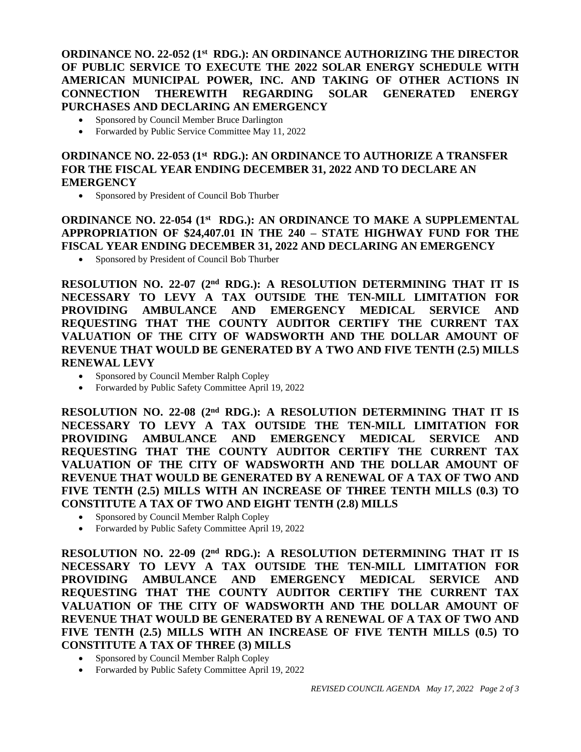**ORDINANCE NO. 22-052 (1st RDG.): AN ORDINANCE AUTHORIZING THE DIRECTOR OF PUBLIC SERVICE TO EXECUTE THE 2022 SOLAR ENERGY SCHEDULE WITH AMERICAN MUNICIPAL POWER, INC. AND TAKING OF OTHER ACTIONS IN CONNECTION THEREWITH REGARDING SOLAR GENERATED ENERGY PURCHASES AND DECLARING AN EMERGENCY**

- Sponsored by Council Member Bruce Darlington
- Forwarded by Public Service Committee May 11, 2022

**ORDINANCE NO. 22-053 (1st RDG.): AN ORDINANCE TO AUTHORIZE A TRANSFER FOR THE FISCAL YEAR ENDING DECEMBER 31, 2022 AND TO DECLARE AN EMERGENCY**

- Sponsored by President of Council Bob Thurber

**ORDINANCE NO. 22-054 (1st RDG.): AN ORDINANCE TO MAKE A SUPPLEMENTAL APPROPRIATION OF $24,407.01 IN THE 240 – STATE HIGHWAY FUND FOR THE FISCAL YEAR ENDING DECEMBER 31, 2022 AND DECLARING AN EMERGENCY**

- Sponsored by President of Council Bob Thurber

**RESOLUTION NO. 22-07 (2nd RDG.): A RESOLUTION DETERMINING THAT IT IS NECESSARY TO LEVY A TAX OUTSIDE THE TEN-MILL LIMITATION FOR PROVIDING AMBULANCE AND EMERGENCY MEDICAL SERVICE AND REQUESTING THAT THE COUNTY AUDITOR CERTIFY THE CURRENT TAX VALUATION OF THE CITY OF WADSWORTH AND THE DOLLAR AMOUNT OF REVENUE THAT WOULD BE GENERATED BY A TWO AND FIVE TENTH (2.5) MILLS RENEWAL LEVY**

- Sponsored by Council Member Ralph Copley
- Forwarded by Public Safety Committee April 19, 2022

**RESOLUTION NO. 22-08 (2nd RDG.): A RESOLUTION DETERMINING THAT IT IS NECESSARY TO LEVY A TAX OUTSIDE THE TEN-MILL LIMITATION FOR PROVIDING AMBULANCE AND EMERGENCY MEDICAL SERVICE AND REQUESTING THAT THE COUNTY AUDITOR CERTIFY THE CURRENT TAX VALUATION OF THE CITY OF WADSWORTH AND THE DOLLAR AMOUNT OF REVENUE THAT WOULD BE GENERATED BY A RENEWAL OF A TAX OF TWO AND FIVE TENTH (2.5) MILLS WITH AN INCREASE OF THREE TENTH MILLS (0.3) TO CONSTITUTE A TAX OF TWO AND EIGHT TENTH (2.8) MILLS**

- Sponsored by Council Member Ralph Copley
- Forwarded by Public Safety Committee April 19, 2022

**RESOLUTION NO. 22-09 (2nd RDG.): A RESOLUTION DETERMINING THAT IT IS NECESSARY TO LEVY A TAX OUTSIDE THE TEN-MILL LIMITATION FOR PROVIDING AMBULANCE AND EMERGENCY MEDICAL SERVICE AND REQUESTING THAT THE COUNTY AUDITOR CERTIFY THE CURRENT TAX VALUATION OF THE CITY OF WADSWORTH AND THE DOLLAR AMOUNT OF REVENUE THAT WOULD BE GENERATED BY A RENEWAL OF A TAX OF TWO AND FIVE TENTH (2.5) MILLS WITH AN INCREASE OF FIVE TENTH MILLS (0.5) TO CONSTITUTE A TAX OF THREE (3) MILLS**

- Sponsored by Council Member Ralph Copley
- Forwarded by Public Safety Committee April 19, 2022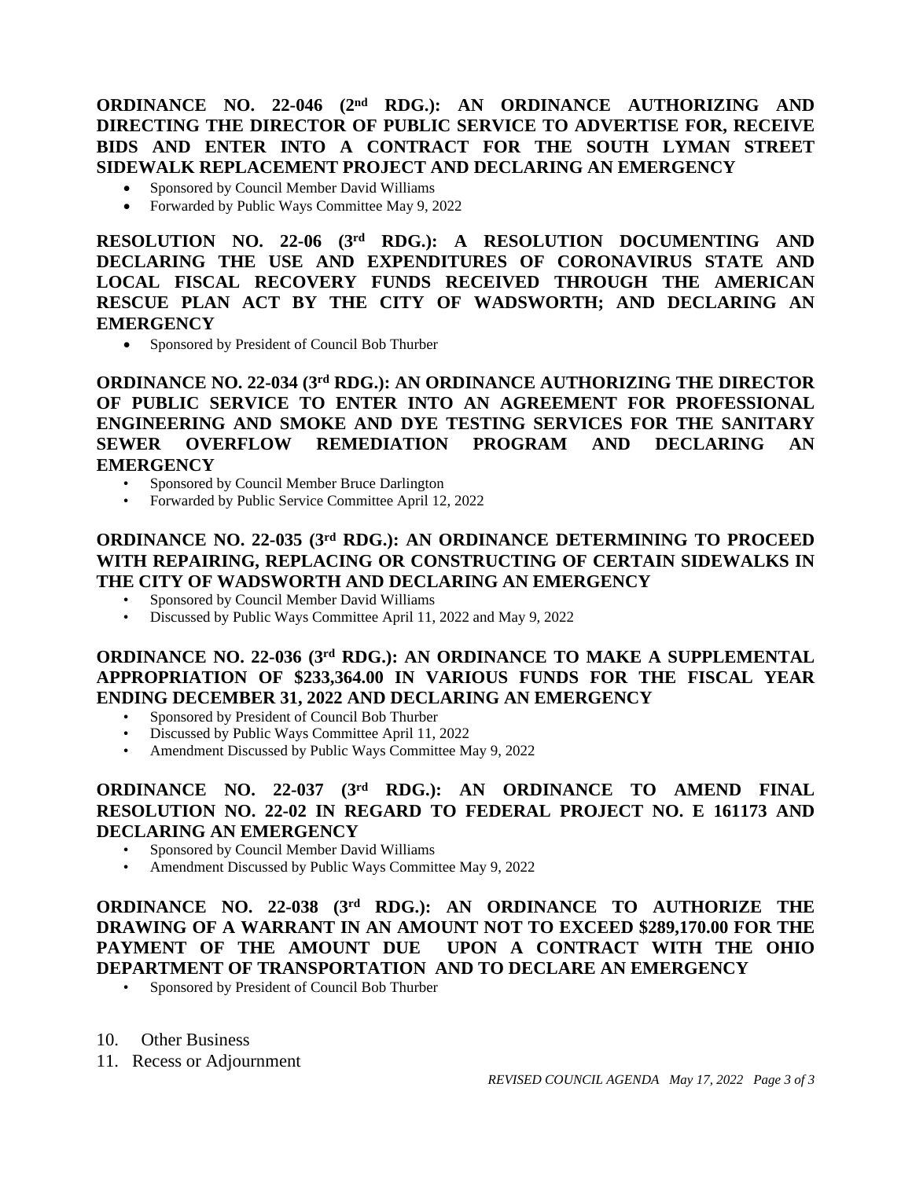**ORDINANCE NO. 22-046 (2nd RDG.): AN ORDINANCE AUTHORIZING AND DIRECTING THE DIRECTOR OF PUBLIC SERVICE TO ADVERTISE FOR, RECEIVE BIDS AND ENTER INTO A CONTRACT FOR THE SOUTH LYMAN STREET SIDEWALK REPLACEMENT PROJECT AND DECLARING AN EMERGENCY**

- Sponsored by Council Member David Williams
- Forwarded by Public Ways Committee May 9, 2022

**RESOLUTION NO. 22-06 (3rd RDG.): A RESOLUTION DOCUMENTING AND DECLARING THE USE AND EXPENDITURES OF CORONAVIRUS STATE AND LOCAL FISCAL RECOVERY FUNDS RECEIVED THROUGH THE AMERICAN RESCUE PLAN ACT BY THE CITY OF WADSWORTH; AND DECLARING AN EMERGENCY**

- Sponsored by President of Council Bob Thurber

**ORDINANCE NO. 22-034 (3rd RDG.): AN ORDINANCE AUTHORIZING THE DIRECTOR OF PUBLIC SERVICE TO ENTER INTO AN AGREEMENT FOR PROFESSIONAL ENGINEERING AND SMOKE AND DYE TESTING SERVICES FOR THE SANITARY SEWER OVERFLOW REMEDIATION PROGRAM AND DECLARING AN EMERGENCY**

- Sponsored by Council Member Bruce Darlington
- Forwarded by Public Service Committee April 12, 2022

**ORDINANCE NO. 22-035 (3rd RDG.): AN ORDINANCE DETERMINING TO PROCEED WITH REPAIRING, REPLACING OR CONSTRUCTING OF CERTAIN SIDEWALKS IN THE CITY OF WADSWORTH AND DECLARING AN EMERGENCY**

- Sponsored by Council Member David Williams
- Discussed by Public Ways Committee April 11, 2022 and May 9, 2022

**ORDINANCE NO. 22-036 (3rd RDG.): AN ORDINANCE TO MAKE A SUPPLEMENTAL APPROPRIATION OF $233,364.00 IN VARIOUS FUNDS FOR THE FISCAL YEAR ENDING DECEMBER 31, 2022 AND DECLARING AN EMERGENCY**

- Sponsored by President of Council Bob Thurber
- Discussed by Public Ways Committee April 11, 2022
- Amendment Discussed by Public Ways Committee May 9, 2022

**ORDINANCE NO. 22-037 (3rd RDG.): AN ORDINANCE TO AMEND FINAL RESOLUTION NO. 22-02 IN REGARD TO FEDERAL PROJECT NO. E 161173 AND DECLARING AN EMERGENCY**

- Sponsored by Council Member David Williams
- Amendment Discussed by Public Ways Committee May 9, 2022

**ORDINANCE NO. 22-038 (3rd RDG.): AN ORDINANCE TO AUTHORIZE THE DRAWING OF A WARRANT IN AN AMOUNT NOT TO EXCEED $289,170.00 FOR THE PAYMENT OF THE AMOUNT DUE UPON A CONTRACT WITH THE OHIO DEPARTMENT OF TRANSPORTATION AND TO DECLARE AN EMERGENCY**

- Sponsored by President of Council Bob Thurber

10. Other Business
11. Recess or Adjournment